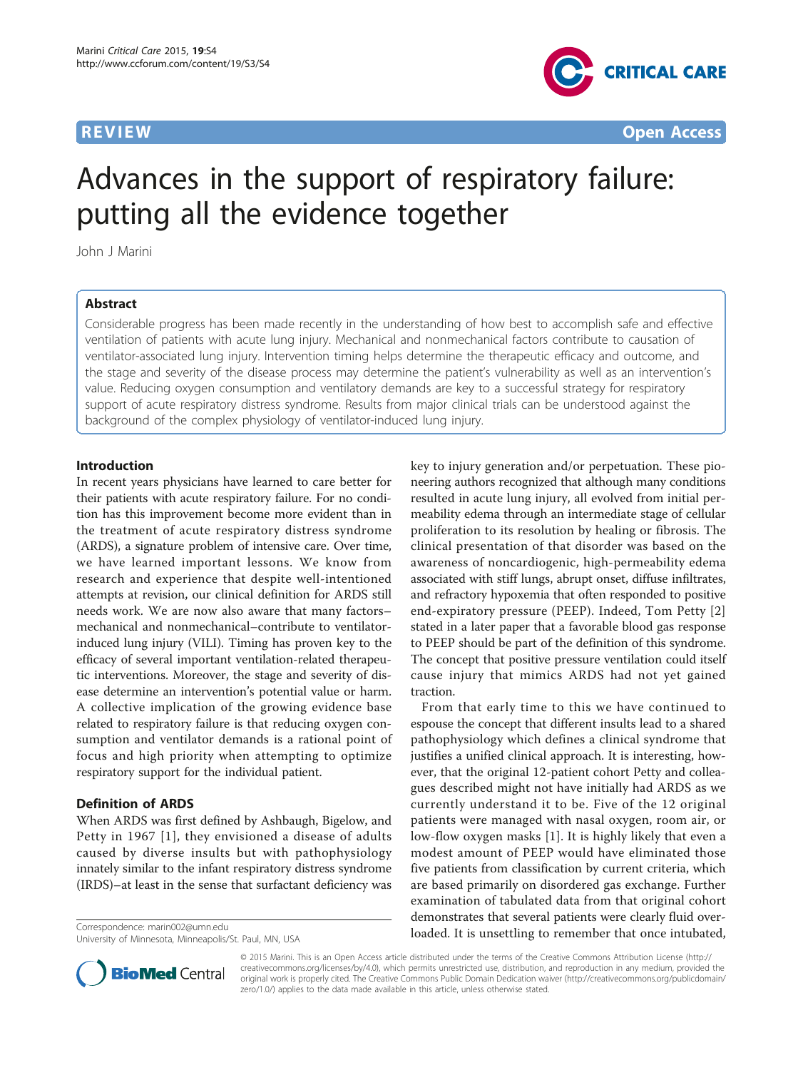**REVIEW** **Open Access**

# Advances in the support of respiratory failure: putting all the evidence together

John J Marini

## Abstract

Considerable progress has been made recently in the understanding of how best to accomplish safe and effective ventilation of patients with acute lung injury. Mechanical and nonmechanical factors contribute to causation of ventilator-associated lung injury. Intervention timing helps determine the therapeutic efficacy and outcome, and the stage and severity of the disease process may determine the patient's vulnerability as well as an intervention's value. Reducing oxygen consumption and ventilatory demands are key to a successful strategy for respiratory support of acute respiratory distress syndrome. Results from major clinical trials can be understood against the background of the complex physiology of ventilator-induced lung injury.

## Introduction

In recent years physicians have learned to care better for their patients with acute respiratory failure. For no condition has this improvement become more evident than in the treatment of acute respiratory distress syndrome (ARDS), a signature problem of intensive care. Over time, we have learned important lessons. We know from research and experience that despite well-intentioned attempts at revision, our clinical definition for ARDS still needs work. We are now also aware that many factors–mechanical and nonmechanical–contribute to ventilator-induced lung injury (VILI). Timing has proven key to the efficacy of several important ventilation-related therapeutic interventions. Moreover, the stage and severity of disease determine an intervention's potential value or harm. A collective implication of the growing evidence base related to respiratory failure is that reducing oxygen consumption and ventilator demands is a rational point of focus and high priority when attempting to optimize respiratory support for the individual patient.

## Definition of ARDS

When ARDS was first defined by Ashbaugh, Bigelow, and Petty in 1967 [1], they envisioned a disease of adults caused by diverse insults but with pathophysiology innately similar to the infant respiratory distress syndrome (IRDS)–at least in the sense that surfactant deficiency was key to injury generation and/or perpetuation. These pioneering authors recognized that although many conditions resulted in acute lung injury, all evolved from initial permeability edema through an intermediate stage of cellular proliferation to its resolution by healing or fibrosis. The clinical presentation of that disorder was based on the awareness of noncardiogenic, high-permeability edema associated with stiff lungs, abrupt onset, diffuse infiltrates, and refractory hypoxemia that often responded to positive end-expiratory pressure (PEEP). Indeed, Tom Petty [2] stated in a later paper that a favorable blood gas response to PEEP should be part of the definition of this syndrome. The concept that positive pressure ventilation could itself cause injury that mimics ARDS had not yet gained traction.

From that early time to this we have continued to espouse the concept that different insults lead to a shared pathophysiology which defines a clinical syndrome that justifies a unified clinical approach. It is interesting, however, that the original 12-patient cohort Petty and colleagues described might not have initially had ARDS as we currently understand it to be. Five of the 12 original patients were managed with nasal oxygen, room air, or low-flow oxygen masks [1]. It is highly likely that even a modest amount of PEEP would have eliminated those five patients from classification by current criteria, which are based primarily on disordered gas exchange. Further examination of tabulated data from that original cohort demonstrates that several patients were clearly fluid overloaded. It is unsettling to remember that once intubated,

Correspondence: marin002@umn.edu
University of Minnesota, Minneapolis/St. Paul, MN, USA

© 2015 Marini. This is an Open Access article distributed under the terms of the Creative Commons Attribution License (http://creativecommons.org/licenses/by/4.0), which permits unrestricted use, distribution, and reproduction in any medium, provided the original work is properly cited. The Creative Commons Public Domain Dedication waiver (http://creativecommons.org/publicdomain/zero/1.0/) applies to the data made available in this article, unless otherwise stated.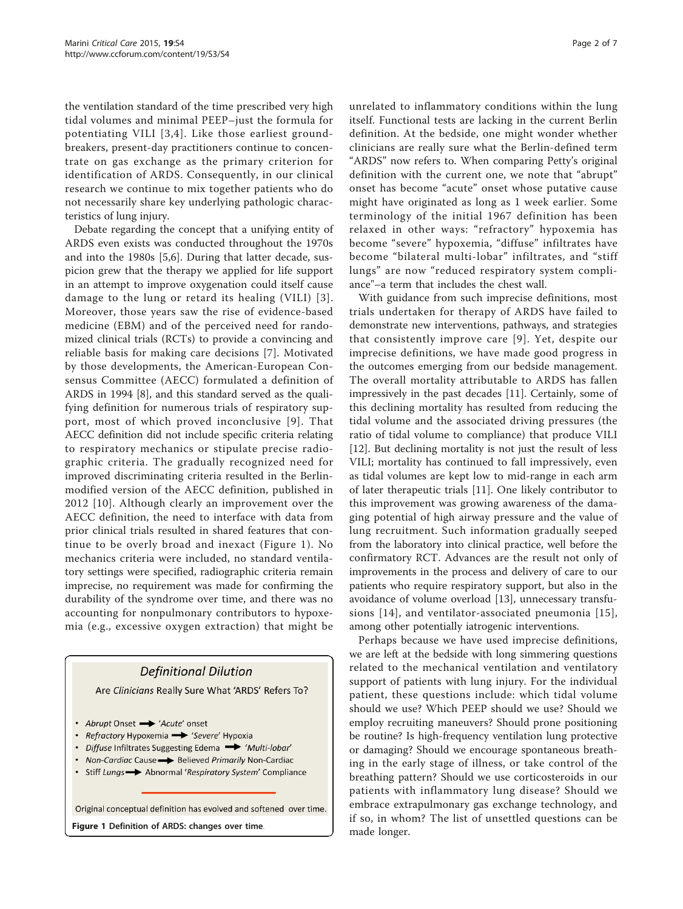the ventilation standard of the time prescribed very high tidal volumes and minimal PEEP–just the formula for potentiating VILI [3,4]. Like those earliest groundbreakers, present-day practitioners continue to concentrate on gas exchange as the primary criterion for identification of ARDS. Consequently, in our clinical research we continue to mix together patients who do not necessarily share key underlying pathologic characteristics of lung injury.

Debate regarding the concept that a unifying entity of ARDS even exists was conducted throughout the 1970s and into the 1980s [5,6]. During that latter decade, suspicion grew that the therapy we applied for life support in an attempt to improve oxygenation could itself cause damage to the lung or retard its healing (VILI) [3]. Moreover, those years saw the rise of evidence-based medicine (EBM) and of the perceived need for randomized clinical trials (RCTs) to provide a convincing and reliable basis for making care decisions [7]. Motivated by those developments, the American-European Consensus Committee (AECC) formulated a definition of ARDS in 1994 [8], and this standard served as the qualifying definition for numerous trials of respiratory support, most of which proved inconclusive [9]. That AECC definition did not include specific criteria relating to respiratory mechanics or stipulate precise radiographic criteria. The gradually recognized need for improved discriminating criteria resulted in the Berlin-modified version of the AECC definition, published in 2012 [10]. Although clearly an improvement over the AECC definition, the need to interface with data from prior clinical trials resulted in shared features that continue to be overly broad and inexact (Figure 1). No mechanics criteria were included, no standard ventilatory settings were specified, radiographic criteria remain imprecise, no requirement was made for confirming the durability of the syndrome over time, and there was no accounting for nonpulmonary contributors to hypoxemia (e.g., excessive oxygen extraction) that might be unrelated to inflammatory conditions within the lung itself. Functional tests are lacking in the current Berlin definition. At the bedside, one might wonder whether clinicians are really sure what the Berlin-defined term "ARDS" now refers to. When comparing Petty's original definition with the current one, we note that "abrupt" onset has become "acute" onset whose putative cause might have originated as long as 1 week earlier. Some terminology of the initial 1967 definition has been relaxed in other ways: "refractory" hypoxemia has become "severe" hypoxemia, "diffuse" infiltrates have become "bilateral multi-lobar" infiltrates, and "stiff lungs" are now "reduced respiratory system compliance"–a term that includes the chest wall.

**Definitional Dilution**

Are *Clinicians* Really Sure What 'ARDS' Refers To?

- *Abrupt* Onset → '*Acute*' onset
- *Refractory* Hypoxemia → '*Severe*' Hypoxia
- *Diffuse* Infiltrates Suggesting Edema → '*Multi-lobar*'
- *Non-Cardiac* Cause → Believed *Primarily* Non-Cardiac
- Stiff *Lungs* → Abnormal '*Respiratory System*' Compliance

Original conceptual definition has evolved and softened over time.

**Figure 1** Definition of ARDS: changes over time.

With guidance from such imprecise definitions, most trials undertaken for therapy of ARDS have failed to demonstrate new interventions, pathways, and strategies that consistently improve care [9]. Yet, despite our imprecise definitions, we have made good progress in the outcomes emerging from our bedside management. The overall mortality attributable to ARDS has fallen impressively in the past decades [11]. Certainly, some of this declining mortality has resulted from reducing the tidal volume and the associated driving pressures (the ratio of tidal volume to compliance) that produce VILI [12]. But declining mortality is not just the result of less VILI; mortality has continued to fall impressively, even as tidal volumes are kept low to mid-range in each arm of later therapeutic trials [11]. One likely contributor to this improvement was growing awareness of the damaging potential of high airway pressure and the value of lung recruitment. Such information gradually seeped from the laboratory into clinical practice, well before the confirmatory RCT. Advances are the result not only of improvements in the process and delivery of care to our patients who require respiratory support, but also in the avoidance of volume overload [13], unnecessary transfusions [14], and ventilator-associated pneumonia [15], among other potentially iatrogenic interventions.

Perhaps because we have used imprecise definitions, we are left at the bedside with long simmering questions related to the mechanical ventilation and ventilatory support of patients with lung injury. For the individual patient, these questions include: which tidal volume should we use? Which PEEP should we use? Should we employ recruiting maneuvers? Should prone positioning be routine? Is high-frequency ventilation lung protective or damaging? Should we encourage spontaneous breathing in the early stage of illness, or take control of the breathing pattern? Should we use corticosteroids in our patients with inflammatory lung disease? Should we embrace extrapulmonary gas exchange technology, and if so, in whom? The list of unsettled questions can be made longer.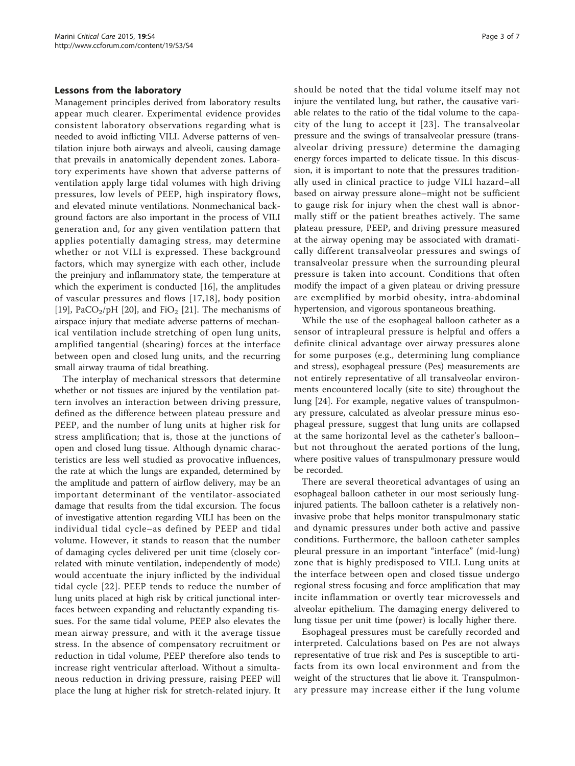## Lessons from the laboratory

Management principles derived from laboratory results appear much clearer. Experimental evidence provides consistent laboratory observations regarding what is needed to avoid inflicting VILI. Adverse patterns of ventilation injure both airways and alveoli, causing damage that prevails in anatomically dependent zones. Laboratory experiments have shown that adverse patterns of ventilation apply large tidal volumes with high driving pressures, low levels of PEEP, high inspiratory flows, and elevated minute ventilations. Nonmechanical background factors are also important in the process of VILI generation and, for any given ventilation pattern that applies potentially damaging stress, may determine whether or not VILI is expressed. These background factors, which may synergize with each other, include the preinjury and inflammatory state, the temperature at which the experiment is conducted [16], the amplitudes of vascular pressures and flows [17,18], body position [19], $PaCO_2$/pH [20], and $FiO_2$ [21]. The mechanisms of airspace injury that mediate adverse patterns of mechanical ventilation include stretching of open lung units, amplified tangential (shearing) forces at the interface between open and closed lung units, and the recurring small airway trauma of tidal breathing.

The interplay of mechanical stressors that determine whether or not tissues are injured by the ventilation pattern involves an interaction between driving pressure, defined as the difference between plateau pressure and PEEP, and the number of lung units at higher risk for stress amplification; that is, those at the junctions of open and closed lung tissue. Although dynamic characteristics are less well studied as provocative influences, the rate at which the lungs are expanded, determined by the amplitude and pattern of airflow delivery, may be an important determinant of the ventilator-associated damage that results from the tidal excursion. The focus of investigative attention regarding VILI has been on the individual tidal cycle–as defined by PEEP and tidal volume. However, it stands to reason that the number of damaging cycles delivered per unit time (closely correlated with minute ventilation, independently of mode) would accentuate the injury inflicted by the individual tidal cycle [22]. PEEP tends to reduce the number of lung units placed at high risk by critical junctional interfaces between expanding and reluctantly expanding tissues. For the same tidal volume, PEEP also elevates the mean airway pressure, and with it the average tissue stress. In the absence of compensatory recruitment or reduction in tidal volume, PEEP therefore also tends to increase right ventricular afterload. Without a simultaneous reduction in driving pressure, raising PEEP will place the lung at higher risk for stretch-related injury. It should be noted that the tidal volume itself may not injure the ventilated lung, but rather, the causative variable relates to the ratio of the tidal volume to the capacity of the lung to accept it [23]. The transalveolar pressure and the swings of transalveolar pressure (transalveolar driving pressure) determine the damaging energy forces imparted to delicate tissue. In this discussion, it is important to note that the pressures traditionally used in clinical practice to judge VILI hazard–all based on airway pressure alone–might not be sufficient to gauge risk for injury when the chest wall is abnormally stiff or the patient breathes actively. The same plateau pressure, PEEP, and driving pressure measured at the airway opening may be associated with dramatically different transalveolar pressures and swings of transalveolar pressure when the surrounding pleural pressure is taken into account. Conditions that often modify the impact of a given plateau or driving pressure are exemplified by morbid obesity, intra-abdominal hypertension, and vigorous spontaneous breathing.

While the use of the esophageal balloon catheter as a sensor of intrapleural pressure is helpful and offers a definite clinical advantage over airway pressures alone for some purposes (e.g., determining lung compliance and stress), esophageal pressure (Pes) measurements are not entirely representative of all transalveolar environments encountered locally (site to site) throughout the lung [24]. For example, negative values of transpulmonary pressure, calculated as alveolar pressure minus esophageal pressure, suggest that lung units are collapsed at the same horizontal level as the catheter's balloon–but not throughout the aerated portions of the lung, where positive values of transpulmonary pressure would be recorded.

There are several theoretical advantages of using an esophageal balloon catheter in our most seriously lung-injured patients. The balloon catheter is a relatively noninvasive probe that helps monitor transpulmonary static and dynamic pressures under both active and passive conditions. Furthermore, the balloon catheter samples pleural pressure in an important "interface" (mid-lung) zone that is highly predisposed to VILI. Lung units at the interface between open and closed tissue undergo regional stress focusing and force amplification that may incite inflammation or overtly tear microvessels and alveolar epithelium. The damaging energy delivered to lung tissue per unit time (power) is locally higher there.

Esophageal pressures must be carefully recorded and interpreted. Calculations based on Pes are not always representative of true risk and Pes is susceptible to artifacts from its own local environment and from the weight of the structures that lie above it. Transpulmonary pressure may increase either if the lung volume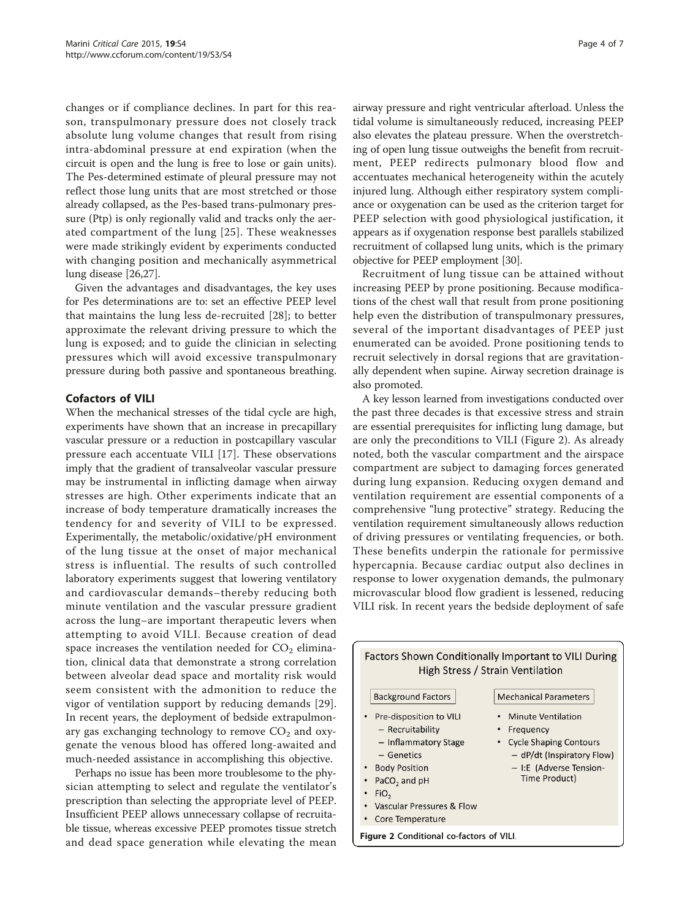changes or if compliance declines. In part for this reason, transpulmonary pressure does not closely track absolute lung volume changes that result from rising intra-abdominal pressure at end expiration (when the circuit is open and the lung is free to lose or gain units). The Pes-determined estimate of pleural pressure may not reflect those lung units that are most stretched or those already collapsed, as the Pes-based trans-pulmonary pressure (Ptp) is only regionally valid and tracks only the aerated compartment of the lung [25]. These weaknesses were made strikingly evident by experiments conducted with changing position and mechanically asymmetrical lung disease [26,27].

Given the advantages and disadvantages, the key uses for Pes determinations are to: set an effective PEEP level that maintains the lung less de-recruited [28]; to better approximate the relevant driving pressure to which the lung is exposed; and to guide the clinician in selecting pressures which will avoid excessive transpulmonary pressure during both passive and spontaneous breathing.

## Cofactors of VILI

When the mechanical stresses of the tidal cycle are high, experiments have shown that an increase in precapillary vascular pressure or a reduction in postcapillary vascular pressure each accentuate VILI [17]. These observations imply that the gradient of transalveolar vascular pressure may be instrumental in inflicting damage when airway stresses are high. Other experiments indicate that an increase of body temperature dramatically increases the tendency for and severity of VILI to be expressed. Experimentally, the metabolic/oxidative/pH environment of the lung tissue at the onset of major mechanical stress is influential. The results of such controlled laboratory experiments suggest that lowering ventilatory and cardiovascular demands–thereby reducing both minute ventilation and the vascular pressure gradient across the lung–are important therapeutic levers when attempting to avoid VILI. Because creation of dead space increases the ventilation needed for $CO_2$ elimination, clinical data that demonstrate a strong correlation between alveolar dead space and mortality risk would seem consistent with the admonition to reduce the vigor of ventilation support by reducing demands [29]. In recent years, the deployment of bedside extrapulmonary gas exchanging technology to remove $CO_2$ and oxygenate the venous blood has offered long-awaited and much-needed assistance in accomplishing this objective.

Perhaps no issue has been more troublesome to the physician attempting to select and regulate the ventilator's prescription than selecting the appropriate level of PEEP. Insufficient PEEP allows unnecessary collapse of recruitable tissue, whereas excessive PEEP promotes tissue stretch and dead space generation while elevating the mean airway pressure and right ventricular afterload. Unless the tidal volume is simultaneously reduced, increasing PEEP also elevates the plateau pressure. When the overstretching of open lung tissue outweighs the benefit from recruitment, PEEP redirects pulmonary blood flow and accentuates mechanical heterogeneity within the acutely injured lung. Although either respiratory system compliance or oxygenation can be used as the criterion target for PEEP selection with good physiological justification, it appears as if oxygenation response best parallels stabilized recruitment of collapsed lung units, which is the primary objective for PEEP employment [30].

Recruitment of lung tissue can be attained without increasing PEEP by prone positioning. Because modifications of the chest wall that result from prone positioning help even the distribution of transpulmonary pressures, several of the important disadvantages of PEEP just enumerated can be avoided. Prone positioning tends to recruit selectively in dorsal regions that are gravitationally dependent when supine. Airway secretion drainage is also promoted.

A key lesson learned from investigations conducted over the past three decades is that excessive stress and strain are essential prerequisites for inflicting lung damage, but are only the preconditions to VILI (Figure 2). As already noted, both the vascular compartment and the airspace compartment are subject to damaging forces generated during lung expansion. Reducing oxygen demand and ventilation requirement are essential components of a comprehensive "lung protective" strategy. Reducing the ventilation requirement simultaneously allows reduction of driving pressures or ventilating frequencies, or both. These benefits underpin the rationale for permissive hypercapnia. Because cardiac output also declines in response to lower oxygenation demands, the pulmonary microvascular blood flow gradient is lessened, reducing VILI risk. In recent years the bedside deployment of safe

**Factors Shown Conditionally Important to VILI During High Stress / Strain Ventilation**

| Background Factors | Mechanical Parameters |
|---|---|
| • Pre-disposition to VILI<br>– Recruitability<br>– Inflammatory Stage<br>– Genetics<br>• Body Position<br>• $PaCO_2$ and pH<br>• $FiO_2$<br>• Vascular Pressures & Flow<br>• Core Temperature | • Minute Ventilation<br>• Frequency<br>• Cycle Shaping Contours<br>– dP/dt (Inspiratory Flow)<br>– I:E (Adverse Tension-Time Product) |

**Figure 2** Conditional co-factors of VILI.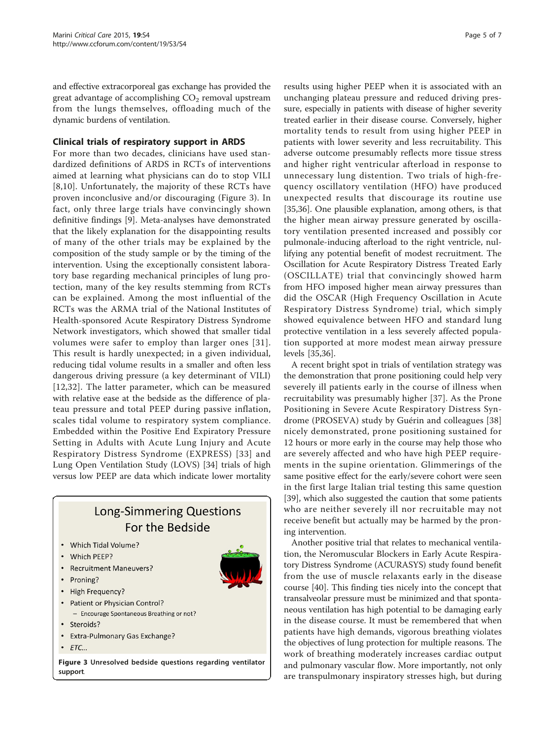and effective extracorporeal gas exchange has provided the great advantage of accomplishing $CO_2$ removal upstream from the lungs themselves, offloading much of the dynamic burdens of ventilation.

## Clinical trials of respiratory support in ARDS

For more than two decades, clinicians have used standardized definitions of ARDS in RCTs of interventions aimed at learning what physicians can do to stop VILI [8,10]. Unfortunately, the majority of these RCTs have proven inconclusive and/or discouraging (Figure 3). In fact, only three large trials have convincingly shown definitive findings [9]. Meta-analyses have demonstrated that the likely explanation for the disappointing results of many of the other trials may be explained by the composition of the study sample or by the timing of the intervention. Using the exceptionally consistent laboratory base regarding mechanical principles of lung protection, many of the key results stemming from RCTs can be explained. Among the most influential of the RCTs was the ARMA trial of the National Institutes of Health-sponsored Acute Respiratory Distress Syndrome Network investigators, which showed that smaller tidal volumes were safer to employ than larger ones [31]. This result is hardly unexpected; in a given individual, reducing tidal volume results in a smaller and often less dangerous driving pressure (a key determinant of VILI) [12,32]. The latter parameter, which can be measured with relative ease at the bedside as the difference of plateau pressure and total PEEP during passive inflation, scales tidal volume to respiratory system compliance. Embedded within the Positive End Expiratory Pressure Setting in Adults with Acute Lung Injury and Acute Respiratory Distress Syndrome (EXPRESS) [33] and Lung Open Ventilation Study (LOVS) [34] trials of high versus low PEEP are data which indicate lower mortality results using higher PEEP when it is associated with an unchanging plateau pressure and reduced driving pressure, especially in patients with disease of higher severity treated earlier in their disease course. Conversely, higher mortality tends to result from using higher PEEP in patients with lower severity and less recruitability. This adverse outcome presumably reflects more tissue stress and higher right ventricular afterload in response to unnecessary lung distention. Two trials of high-frequency oscillatory ventilation (HFO) have produced unexpected results that discourage its routine use [35,36]. One plausible explanation, among others, is that the higher mean airway pressure generated by oscillatory ventilation presented increased and possibly cor pulmonale-inducing afterload to the right ventricle, nullifying any potential benefit of modest recruitment. The Oscillation for Acute Respiratory Distress Treated Early (OSCILLATE) trial that convincingly showed harm from HFO imposed higher mean airway pressures than did the OSCAR (High Frequency Oscillation in Acute Respiratory Distress Syndrome) trial, which simply showed equivalence between HFO and standard lung protective ventilation in a less severely affected population supported at more modest mean airway pressure levels [35,36].

Long-Simmering Questions For the Bedside

- Which Tidal Volume?
- Which PEEP?
- Recruitment Maneuvers?
- Proning?
- High Frequency?
- Patient or Physician Control?
  - Encourage Spontaneous Breathing or not?
- Steroids?
- Extra-Pulmonary Gas Exchange?
- *ETC...*

**Figure 3 Unresolved bedside questions regarding ventilator support.**

A recent bright spot in trials of ventilation strategy was the demonstration that prone positioning could help very severely ill patients early in the course of illness when recruitability was presumably higher [37]. As the Prone Positioning in Severe Acute Respiratory Distress Syndrome (PROSEVA) study by Guérin and colleagues [38] nicely demonstrated, prone positioning sustained for 12 hours or more early in the course may help those who are severely affected and who have high PEEP requirements in the supine orientation. Glimmerings of the same positive effect for the early/severe cohort were seen in the first large Italian trial testing this same question [39], which also suggested the caution that some patients who are neither severely ill nor recruitable may not receive benefit but actually may be harmed by the proning intervention.

Another positive trial that relates to mechanical ventilation, the Neromuscular Blockers in Early Acute Respiratory Distress Syndrome (ACURASYS) study found benefit from the use of muscle relaxants early in the disease course [40]. This finding ties nicely into the concept that transalveolar pressure must be minimized and that spontaneous ventilation has high potential to be damaging early in the disease course. It must be remembered that when patients have high demands, vigorous breathing violates the objectives of lung protection for multiple reasons. The work of breathing moderately increases cardiac output and pulmonary vascular flow. More importantly, not only are transpulmonary inspiratory stresses high, but during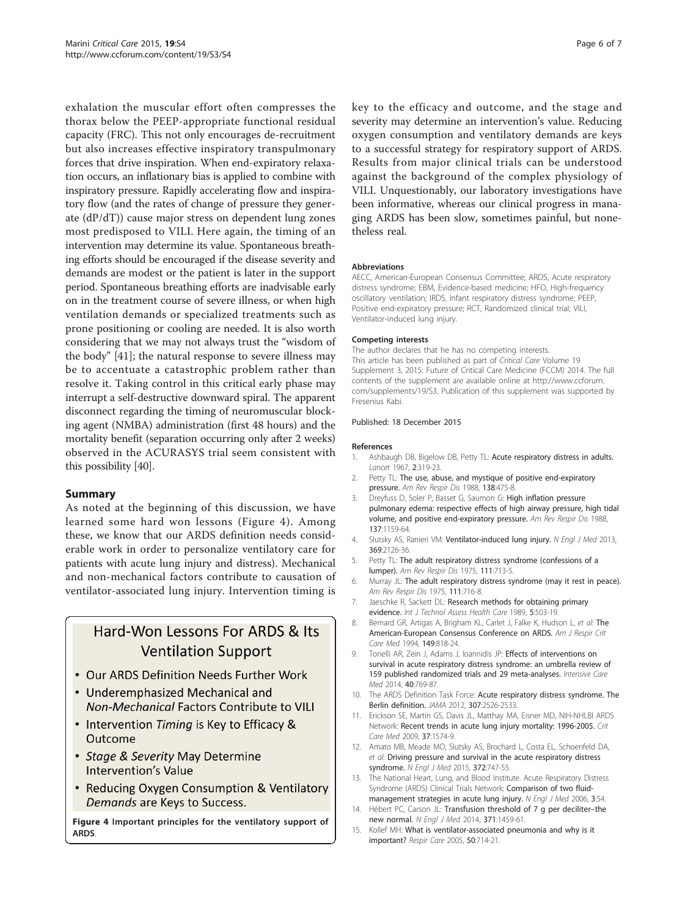exhalation the muscular effort often compresses the thorax below the PEEP-appropriate functional residual capacity (FRC). This not only encourages de-recruitment but also increases effective inspiratory transpulmonary forces that drive inspiration. When end-expiratory relaxation occurs, an inflationary bias is applied to combine with inspiratory pressure. Rapidly accelerating flow and inspiratory flow (and the rates of change of pressure they generate (dP/dT)) cause major stress on dependent lung zones most predisposed to VILI. Here again, the timing of an intervention may determine its value. Spontaneous breathing efforts should be encouraged if the disease severity and demands are modest or the patient is later in the support period. Spontaneous breathing efforts are inadvisable early on in the treatment course of severe illness, or when high ventilation demands or specialized treatments such as prone positioning or cooling are needed. It is also worth considering that we may not always trust the "wisdom of the body" [41]; the natural response to severe illness may be to accentuate a catastrophic problem rather than resolve it. Taking control in this critical early phase may interrupt a self-destructive downward spiral. The apparent disconnect regarding the timing of neuromuscular blocking agent (NMBA) administration (first 48 hours) and the mortality benefit (separation occurring only after 2 weeks) observed in the ACURASYS trial seem consistent with this possibility [40].

## Summary

As noted at the beginning of this discussion, we have learned some hard won lessons (Figure 4). Among these, we know that our ARDS definition needs considerable work in order to personalize ventilatory care for patients with acute lung injury and distress). Mechanical and non-mechanical factors contribute to causation of ventilator-associated lung injury. Intervention timing is key to the efficacy and outcome, and the stage and severity may determine an intervention's value. Reducing oxygen consumption and ventilatory demands are keys to a successful strategy for respiratory support of ARDS. Results from major clinical trials can be understood against the background of the complex physiology of VILI. Unquestionably, our laboratory investigations have been informative, whereas our clinical progress in managing ARDS has been slow, sometimes painful, but nonetheless real.

**Hard-Won Lessons For ARDS & Its Ventilation Support**

- Our ARDS Definition Needs Further Work
- Underemphasized Mechanical and *Non-Mechanical* Factors Contribute to VILI
- Intervention *Timing* is Key to Efficacy & Outcome
- *Stage & Severity* May Determine Intervention's Value
- Reducing Oxygen Consumption & Ventilatory *Demands* are Keys to Success.

**Figure 4 Important principles for the ventilatory support of ARDS**.

#### Abbreviations

AECC, American-European Consensus Committee; ARDS, Acute respiratory distress syndrome; EBM, Evidence-based medicine; HFO, High-frequency oscillatory ventilation; IRDS, Infant respiratory distress syndrome; PEEP, Positive end-expiratory pressure; RCT, Randomized clinical trial; VILI, Ventilator-induced lung injury.

#### Competing interests

The author declares that he has no competing interests.
This article has been published as part of *Critical Care* Volume 19 Supplement 3, 2015: Future of Critical Care Medicine (FCCM) 2014. The full contents of the supplement are available online at http://www.ccforum.com/supplements/19/S3. Publication of this supplement was supported by Fresenius Kabi.

Published: 18 December 2015

#### References

1. Ashbaugh DB, Bigelow DB, Petty TL: **Acute respiratory distress in adults.** *Lancet* 1967, **2**:319-23.
2. Petty TL: **The use, abuse, and mystique of positive end-expiratory pressure.** *Am Rev Respir Dis* 1988, **138**:475-8.
3. Dreyfuss D, Soler P, Basset G, Saumon G: **High inflation pressure pulmonary edema: respective effects of high airway pressure, high tidal volume, and positive end-expiratory pressure.** *Am Rev Respir Dis* 1988, **137**:1159-64.
4. Slutsky AS, Ranieri VM: **Ventilator-induced lung injury.** *N Engl J Med* 2013, **369**:2126-36.
5. Petty TL: **The adult respiratory distress syndrome (confessions of a lumper).** *Am Rev Respir Dis* 1975, **111**:713-5.
6. Murray JL: **The adult respiratory distress syndrome (may it rest in peace).** *Am Rev Respir Dis* 1975, **111**:716-8.
7. Jaeschke R, Sackett DL: **Research methods for obtaining primary evidence.** *Int J Technol Assess Health Care* 1989, **5**:503-19.
8. Bernard GR, Artigas A, Brigham KL, Carlet J, Falke K, Hudson L, *et al*: **The American-European Consensus Conference on ARDS.** *Am J Respir Crit Care Med* 1994, **149**:818-24.
9. Tonelli AR, Zein J, Adams J, Ioannidis JP: **Effects of interventions on survival in acute respiratory distress syndrome: an umbrella review of 159 published randomized trials and 29 meta-analyses.** *Intensive Care Med* 2014, **40**:769-87.
10. The ARDS Definition Task Force: **Acute respiratory distress syndrome. The Berlin definition.** *JAMA* 2012, **307**:2526-2533.
11. Erickson SE, Martin GS, Davis JL, Matthay MA, Eisner MD, NIH-NHLBI ARDS Network: **Recent trends in acute lung injury mortality: 1996-2005.** *Crit Care Med* 2009, **37**:1574-9.
12. Amato MB, Meade MO, Slutsky AS, Brochard L, Costa EL, Schoenfeld DA, *et al*: **Driving pressure and survival in the acute respiratory distress syndrome.** *N Engl J Med* 2015, **372**:747-55.
13. The National Heart, Lung, and Blood Institute. Acute Respiratory Distress Syndrome (ARDS) Clinical Trials Network: **Comparison of two fluid-management strategies in acute lung injury.** *N Engl J Med* 2006, **3**:54.
14. Hébert PC, Carson JL: **Transfusion threshold of 7 g per deciliter–the new normal.** *N Engl J Med* 2014, **371**:1459-61.
15. Kollef MH: **What is ventilator-associated pneumonia and why is it important?** *Respir Care* 2005, **50**:714-21.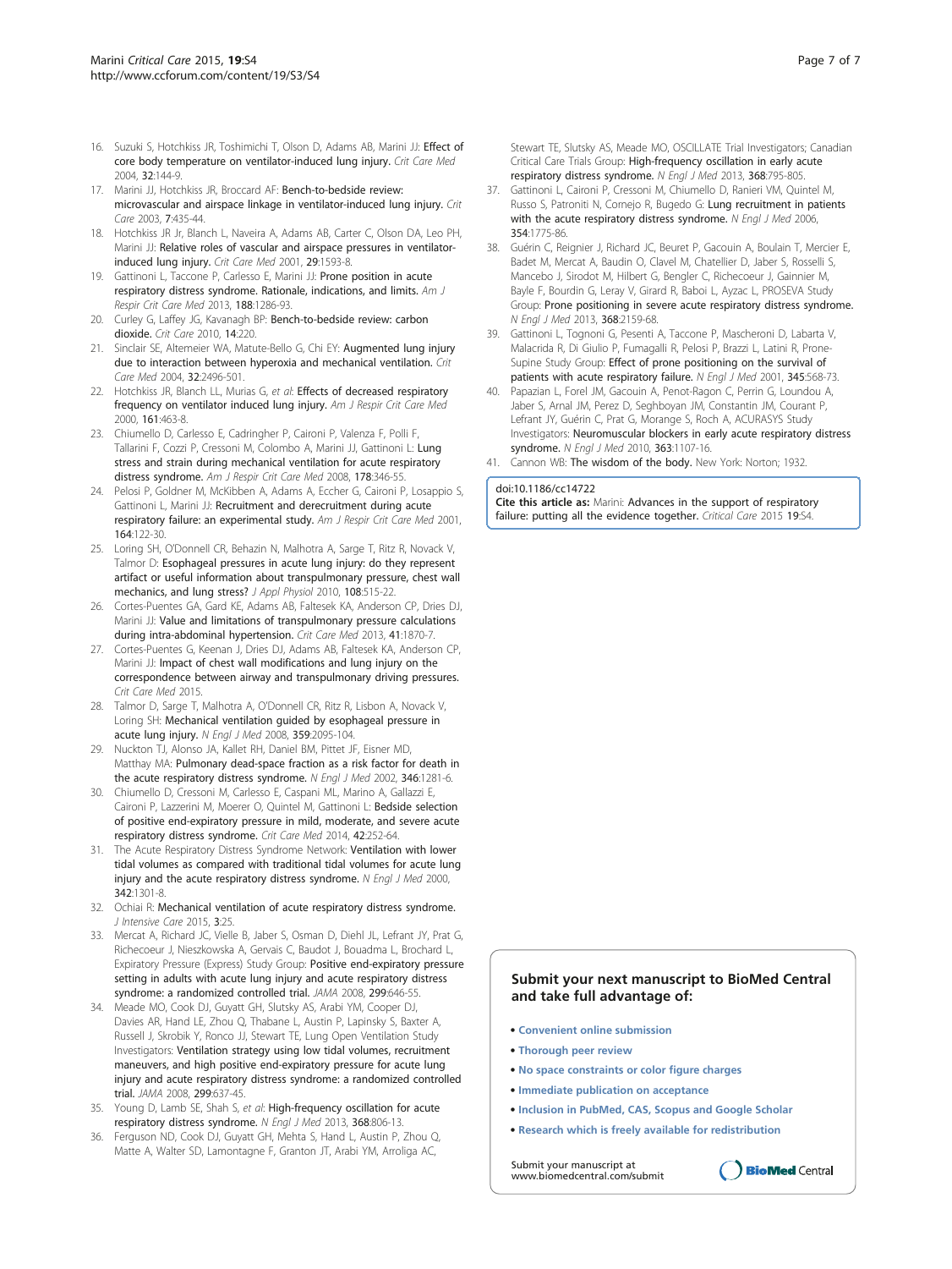16. Suzuki S, Hotchkiss JR, Toshimichi T, Olson D, Adams AB, Marini JJ: Effect of core body temperature on ventilator-induced lung injury. *Crit Care Med* 2004, 32:144-9.
17. Marini JJ, Hotchkiss JR, Broccard AF: Bench-to-bedside review: microvascular and airspace linkage in ventilator-induced lung injury. *Crit Care* 2003, 7:435-44.
18. Hotchkiss JR Jr, Blanch L, Naveira A, Adams AB, Carter C, Olson DA, Leo PH, Marini JJ: Relative roles of vascular and airspace pressures in ventilator-induced lung injury. *Crit Care Med* 2001, 29:1593-8.
19. Gattinoni L, Taccone P, Carlesso E, Marini JJ: Prone position in acute respiratory distress syndrome. Rationale, indications, and limits. *Am J Respir Crit Care Med* 2013, 188:1286-93.
20. Curley G, Laffey JG, Kavanagh BP: Bench-to-bedside review: carbon dioxide. *Crit Care* 2010, 14:220.
21. Sinclair SE, Altemeier WA, Matute-Bello G, Chi EY: Augmented lung injury due to interaction between hyperoxia and mechanical ventilation. *Crit Care Med* 2004, 32:2496-501.
22. Hotchkiss JR, Blanch LL, Murias G, *et al*: Effects of decreased respiratory frequency on ventilator induced lung injury. *Am J Respir Crit Care Med* 2000, 161:463-8.
23. Chiumello D, Carlesso E, Cadringher P, Caironi P, Valenza F, Polli F, Tallarini F, Cozzi P, Cressoni M, Colombo A, Marini JJ, Gattinoni L: Lung stress and strain during mechanical ventilation for acute respiratory distress syndrome. *Am J Respir Crit Care Med* 2008, 178:346-55.
24. Pelosi P, Goldner M, McKibben A, Adams A, Eccher G, Caironi P, Losappio S, Gattinoni L, Marini JJ: Recruitment and derecruitment during acute respiratory failure: an experimental study. *Am J Respir Crit Care Med* 2001, 164:122-30.
25. Loring SH, O'Donnell CR, Behazin N, Malhotra A, Sarge T, Ritz R, Novack V, Talmor D: Esophageal pressures in acute lung injury: do they represent artifact or useful information about transpulmonary pressure, chest wall mechanics, and lung stress? *J Appl Physiol* 2010, 108:515-22.
26. Cortes-Puentes GA, Gard KE, Adams AB, Faltesek KA, Anderson CP, Dries DJ, Marini JJ: Value and limitations of transpulmonary pressure calculations during intra-abdominal hypertension. *Crit Care Med* 2013, 41:1870-7.
27. Cortes-Puentes G, Keenan J, Dries DJ, Adams AB, Faltesek KA, Anderson CP, Marini JJ: Impact of chest wall modifications and lung injury on the correspondence between airway and transpulmonary driving pressures. *Crit Care Med* 2015.
28. Talmor D, Sarge T, Malhotra A, O'Donnell CR, Ritz R, Lisbon A, Novack V, Loring SH: Mechanical ventilation guided by esophageal pressure in acute lung injury. *N Engl J Med* 2008, 359:2095-104.
29. Nuckton TJ, Alonso JA, Kallet RH, Daniel BM, Pittet JF, Eisner MD, Matthay MA: Pulmonary dead-space fraction as a risk factor for death in the acute respiratory distress syndrome. *N Engl J Med* 2002, 346:1281-6.
30. Chiumello D, Cressoni M, Carlesso E, Caspani ML, Marino A, Gallazzi E, Caironi P, Lazzerini M, Moerer O, Quintel M, Gattinoni L: Bedside selection of positive end-expiratory pressure in mild, moderate, and severe acute respiratory distress syndrome. *Crit Care Med* 2014, 42:252-64.
31. The Acute Respiratory Distress Syndrome Network: Ventilation with lower tidal volumes as compared with traditional tidal volumes for acute lung injury and the acute respiratory distress syndrome. *N Engl J Med* 2000, 342:1301-8.
32. Ochiai R: Mechanical ventilation of acute respiratory distress syndrome. *J Intensive Care* 2015, 3:25.
33. Mercat A, Richard JC, Vielle B, Jaber S, Osman D, Diehl JL, Lefrant JY, Prat G, Richecoeur J, Nieszkowska A, Gervais C, Baudot J, Bouadma L, Brochard L, Expiratory Pressure (Express) Study Group: Positive end-expiratory pressure setting in adults with acute lung injury and acute respiratory distress syndrome: a randomized controlled trial. *JAMA* 2008, 299:646-55.
34. Meade MO, Cook DJ, Guyatt GH, Slutsky AS, Arabi YM, Cooper DJ, Davies AR, Hand LE, Zhou Q, Thabane L, Austin P, Lapinsky S, Baxter A, Russell J, Skrobik Y, Ronco JJ, Stewart TE, Lung Open Ventilation Study Investigators: Ventilation strategy using low tidal volumes, recruitment maneuvers, and high positive end-expiratory pressure for acute lung injury and acute respiratory distress syndrome: a randomized controlled trial. *JAMA* 2008, 299:637-45.
35. Young D, Lamb SE, Shah S, *et al*: High-frequency oscillation for acute respiratory distress syndrome. *N Engl J Med* 2013, 368:806-13.
36. Ferguson ND, Cook DJ, Guyatt GH, Mehta S, Hand L, Austin P, Zhou Q, Matte A, Walter SD, Lamontagne F, Granton JT, Arabi YM, Arroliga AC, Stewart TE, Slutsky AS, Meade MO, OSCILLATE Trial Investigators; Canadian Critical Care Trials Group: High-frequency oscillation in early acute respiratory distress syndrome. *N Engl J Med* 2013, 368:795-805.
37. Gattinoni L, Caironi P, Cressoni M, Chiumello D, Ranieri VM, Quintel M, Russo S, Patroniti N, Cornejo R, Bugedo G: Lung recruitment in patients with the acute respiratory distress syndrome. *N Engl J Med* 2006, 354:1775-86.
38. Guérin C, Reignier J, Richard JC, Beuret P, Gacouin A, Boulain T, Mercier E, Badet M, Mercat A, Baudin O, Clavel M, Chatellier D, Jaber S, Rosselli S, Mancebo J, Sirodot M, Hilbert G, Bengler C, Richecoeur J, Gainnier M, Bayle F, Bourdin G, Leray V, Girard R, Baboi L, Ayzac L, PROSEVA Study Group: Prone positioning in severe acute respiratory distress syndrome. *N Engl J Med* 2013, 368:2159-68.
39. Gattinoni L, Tognoni G, Pesenti A, Taccone P, Mascheroni D, Labarta V, Malacrida R, Di Giulio P, Fumagalli R, Pelosi P, Brazzi L, Latini R, Prone-Supine Study Group: Effect of prone positioning on the survival of patients with acute respiratory failure. *N Engl J Med* 2001, 345:568-73.
40. Papazian L, Forel JM, Gacouin A, Penot-Ragon C, Perrin G, Loundou A, Jaber S, Arnal JM, Perez D, Seghboyan JM, Constantin JM, Courant P, Lefrant JY, Guérin C, Prat G, Morange S, Roch A, ACURASYS Study Investigators: Neuromuscular blockers in early acute respiratory distress syndrome. *N Engl J Med* 2010, 363:1107-16.
41. Cannon WB: The wisdom of the body. New York: Norton; 1932.

doi:10.1186/cc14722
**Cite this article as:** Marini: Advances in the support of respiratory failure: putting all the evidence together. *Critical Care* 2015 19:S4.